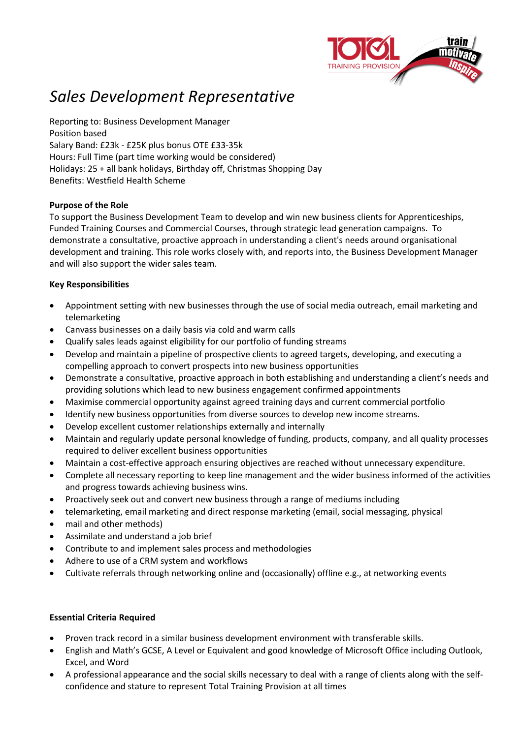# *Sales Development Representative*

Reporting to: Business Development Manager
Position based
Salary Band: £23k - £25K plus bonus OTE £33-35k
Hours: Full Time (part time working would be considered)
Holidays: 25 + all bank holidays, Birthday off, Christmas Shopping Day
Benefits: Westfield Health Scheme

**Purpose of the Role**

To support the Business Development Team to develop and win new business clients for Apprenticeships, Funded Training Courses and Commercial Courses, through strategic lead generation campaigns. To demonstrate a consultative, proactive approach in understanding a client's needs around organisational development and training. This role works closely with, and reports into, the Business Development Manager and will also support the wider sales team.

**Key Responsibilities**

- Appointment setting with new businesses through the use of social media outreach, email marketing and telemarketing
- Canvass businesses on a daily basis via cold and warm calls
- Qualify sales leads against eligibility for our portfolio of funding streams
- Develop and maintain a pipeline of prospective clients to agreed targets, developing, and executing a compelling approach to convert prospects into new business opportunities
- Demonstrate a consultative, proactive approach in both establishing and understanding a client's needs and providing solutions which lead to new business engagement confirmed appointments
- Maximise commercial opportunity against agreed training days and current commercial portfolio
- Identify new business opportunities from diverse sources to develop new income streams.
- Develop excellent customer relationships externally and internally
- Maintain and regularly update personal knowledge of funding, products, company, and all quality processes required to deliver excellent business opportunities
- Maintain a cost-effective approach ensuring objectives are reached without unnecessary expenditure.
- Complete all necessary reporting to keep line management and the wider business informed of the activities and progress towards achieving business wins.
- Proactively seek out and convert new business through a range of mediums including
- telemarketing, email marketing and direct response marketing (email, social messaging, physical
- mail and other methods)
- Assimilate and understand a job brief
- Contribute to and implement sales process and methodologies
- Adhere to use of a CRM system and workflows
- Cultivate referrals through networking online and (occasionally) offline e.g., at networking events

**Essential Criteria Required**

- Proven track record in a similar business development environment with transferable skills.
- English and Math's GCSE, A Level or Equivalent and good knowledge of Microsoft Office including Outlook, Excel, and Word
- A professional appearance and the social skills necessary to deal with a range of clients along with the self-confidence and stature to represent Total Training Provision at all times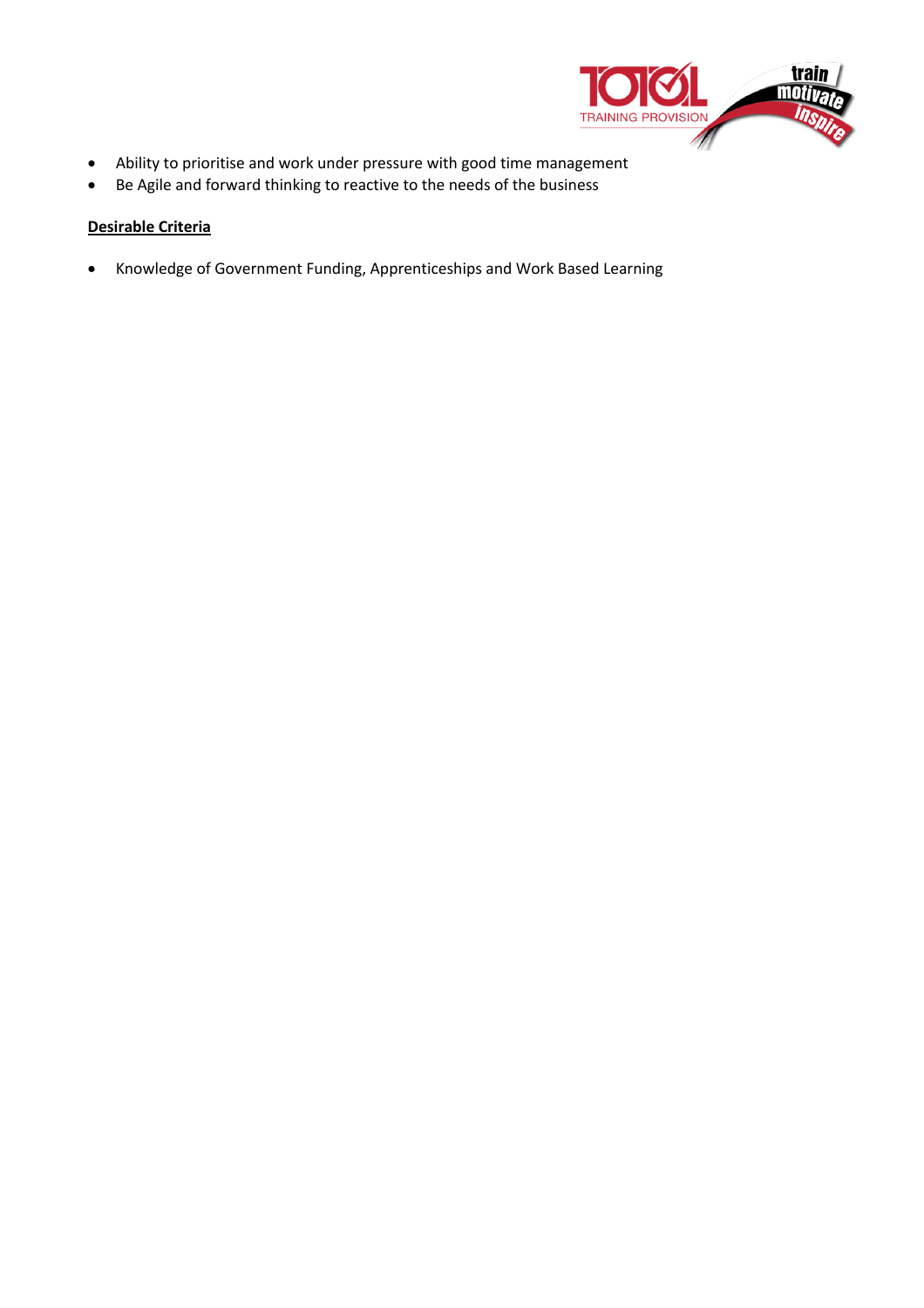- Ability to prioritise and work under pressure with good time management
- Be Agile and forward thinking to reactive to the needs of the business

**Desirable Criteria**

- Knowledge of Government Funding, Apprenticeships and Work Based Learning